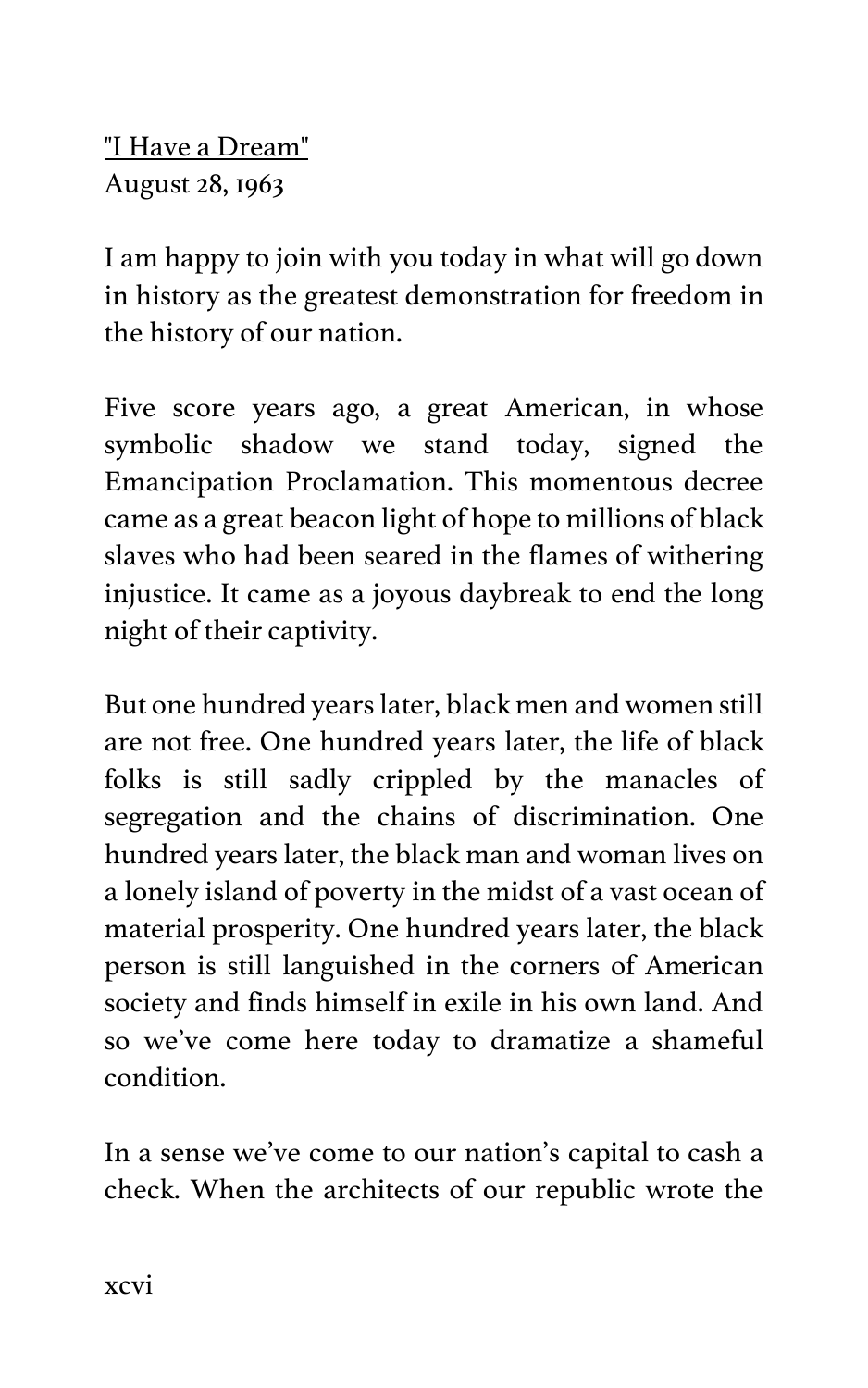"I Have a Dream"
August 28, 1963

I am happy to join with you today in what will go down in history as the greatest demonstration for freedom in the history of our nation.

Five score years ago, a great American, in whose symbolic shadow we stand today, signed the Emancipation Proclamation. This momentous decree came as a great beacon light of hope to millions of black slaves who had been seared in the flames of withering injustice. It came as a joyous daybreak to end the long night of their captivity.

But one hundred years later, black men and women still are not free. One hundred years later, the life of black folks is still sadly crippled by the manacles of segregation and the chains of discrimination. One hundred years later, the black man and woman lives on a lonely island of poverty in the midst of a vast ocean of material prosperity. One hundred years later, the black person is still languished in the corners of American society and finds himself in exile in his own land. And so we've come here today to dramatize a shameful condition.

In a sense we've come to our nation's capital to cash a check. When the architects of our republic wrote the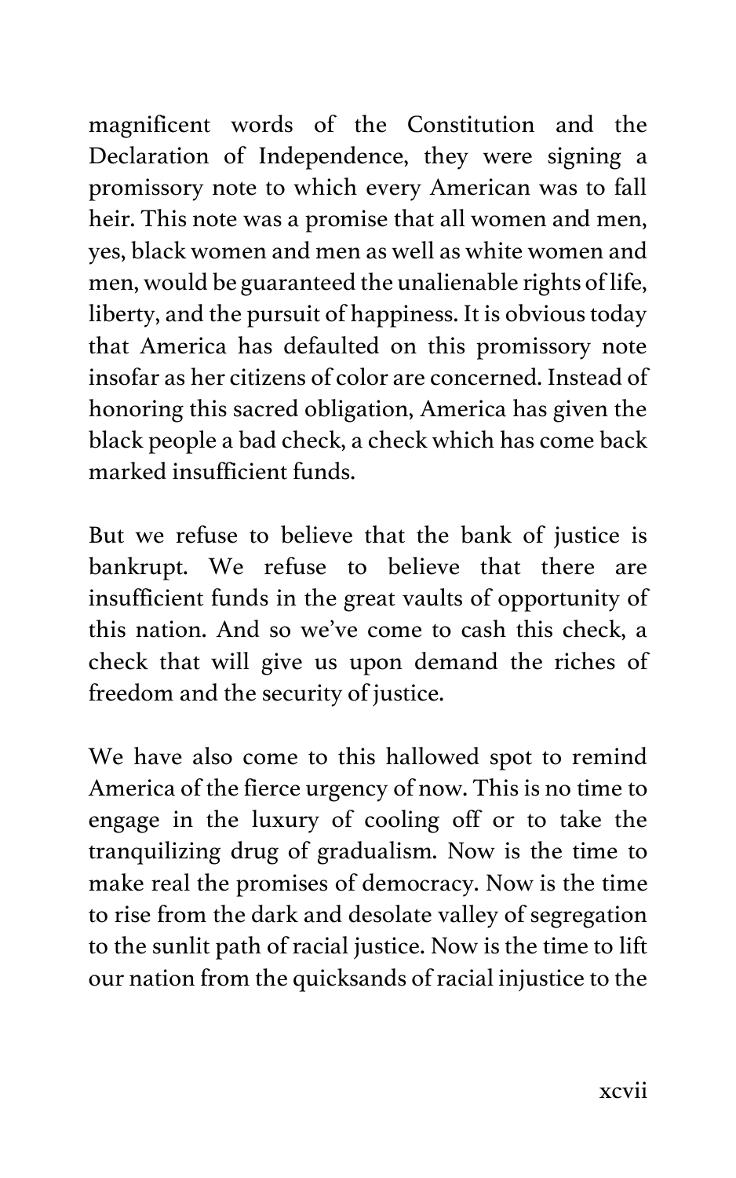magnificent words of the Constitution and the Declaration of Independence, they were signing a promissory note to which every American was to fall heir. This note was a promise that all women and men, yes, black women and men as well as white women and men, would be guaranteed the unalienable rights of life, liberty, and the pursuit of happiness. It is obvious today that America has defaulted on this promissory note insofar as her citizens of color are concerned. Instead of honoring this sacred obligation, America has given the black people a bad check, a check which has come back marked insufficient funds.

But we refuse to believe that the bank of justice is bankrupt. We refuse to believe that there are insufficient funds in the great vaults of opportunity of this nation. And so we've come to cash this check, a check that will give us upon demand the riches of freedom and the security of justice.

We have also come to this hallowed spot to remind America of the fierce urgency of now. This is no time to engage in the luxury of cooling off or to take the tranquilizing drug of gradualism. Now is the time to make real the promises of democracy. Now is the time to rise from the dark and desolate valley of segregation to the sunlit path of racial justice. Now is the time to lift our nation from the quicksands of racial injustice to the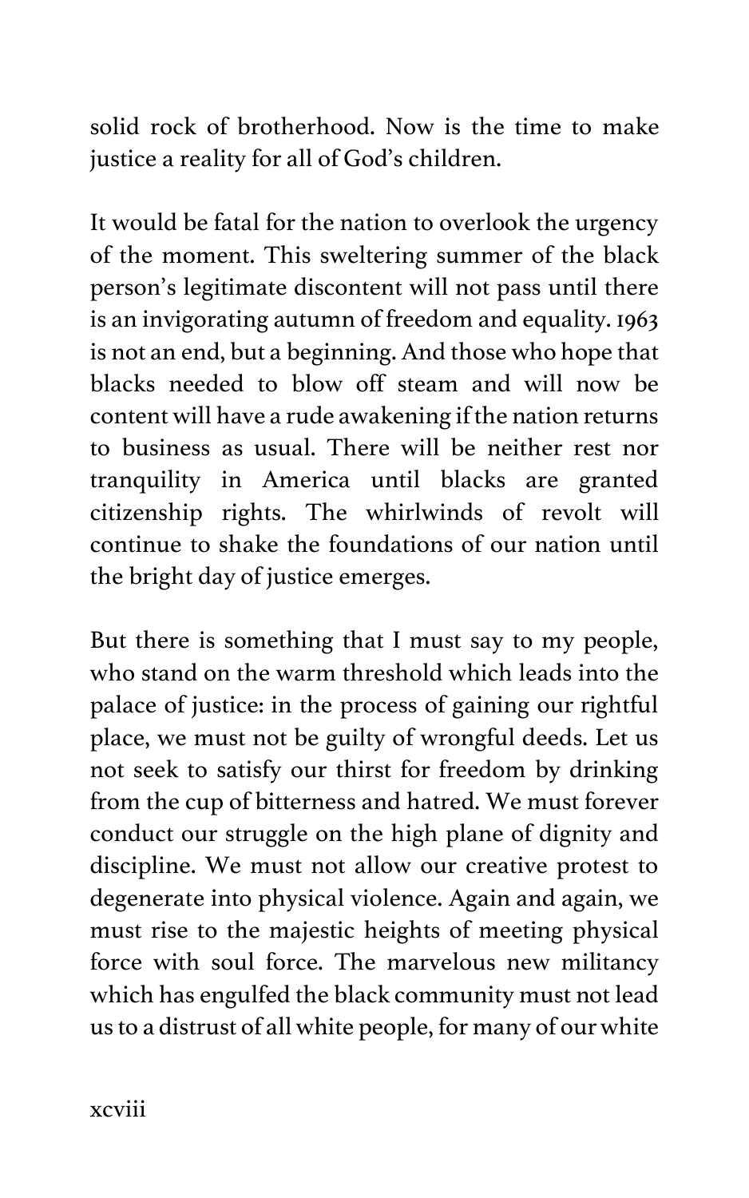solid rock of brotherhood. Now is the time to make justice a reality for all of God's children.

It would be fatal for the nation to overlook the urgency of the moment. This sweltering summer of the black person's legitimate discontent will not pass until there is an invigorating autumn of freedom and equality. 1963 is not an end, but a beginning. And those who hope that blacks needed to blow off steam and will now be content will have a rude awakening if the nation returns to business as usual. There will be neither rest nor tranquility in America until blacks are granted citizenship rights. The whirlwinds of revolt will continue to shake the foundations of our nation until the bright day of justice emerges.

But there is something that I must say to my people, who stand on the warm threshold which leads into the palace of justice: in the process of gaining our rightful place, we must not be guilty of wrongful deeds. Let us not seek to satisfy our thirst for freedom by drinking from the cup of bitterness and hatred. We must forever conduct our struggle on the high plane of dignity and discipline. We must not allow our creative protest to degenerate into physical violence. Again and again, we must rise to the majestic heights of meeting physical force with soul force. The marvelous new militancy which has engulfed the black community must not lead us to a distrust of all white people, for many of our white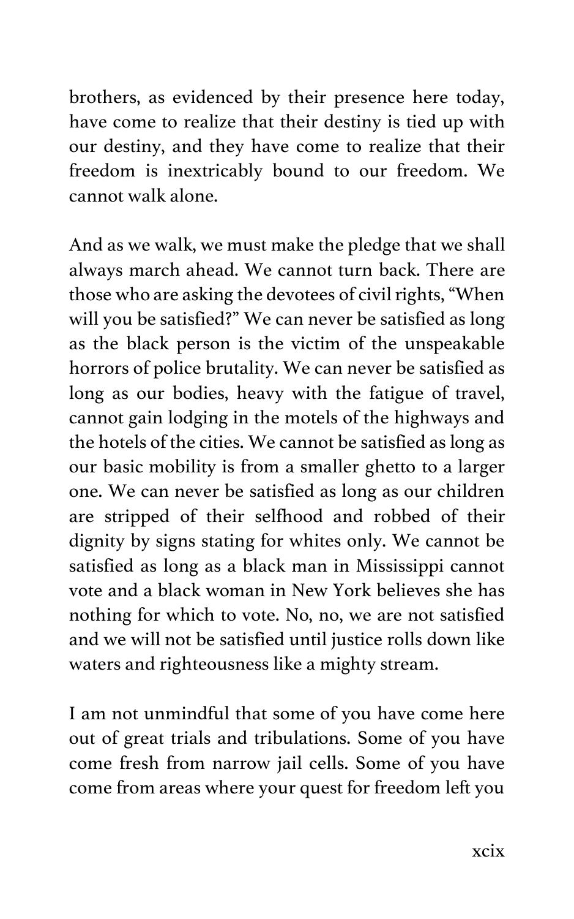brothers, as evidenced by their presence here today, have come to realize that their destiny is tied up with our destiny, and they have come to realize that their freedom is inextricably bound to our freedom. We cannot walk alone.

And as we walk, we must make the pledge that we shall always march ahead. We cannot turn back. There are those who are asking the devotees of civil rights, "When will you be satisfied?" We can never be satisfied as long as the black person is the victim of the unspeakable horrors of police brutality. We can never be satisfied as long as our bodies, heavy with the fatigue of travel, cannot gain lodging in the motels of the highways and the hotels of the cities. We cannot be satisfied as long as our basic mobility is from a smaller ghetto to a larger one. We can never be satisfied as long as our children are stripped of their selfhood and robbed of their dignity by signs stating for whites only. We cannot be satisfied as long as a black man in Mississippi cannot vote and a black woman in New York believes she has nothing for which to vote. No, no, we are not satisfied and we will not be satisfied until justice rolls down like waters and righteousness like a mighty stream.

I am not unmindful that some of you have come here out of great trials and tribulations. Some of you have come fresh from narrow jail cells. Some of you have come from areas where your quest for freedom left you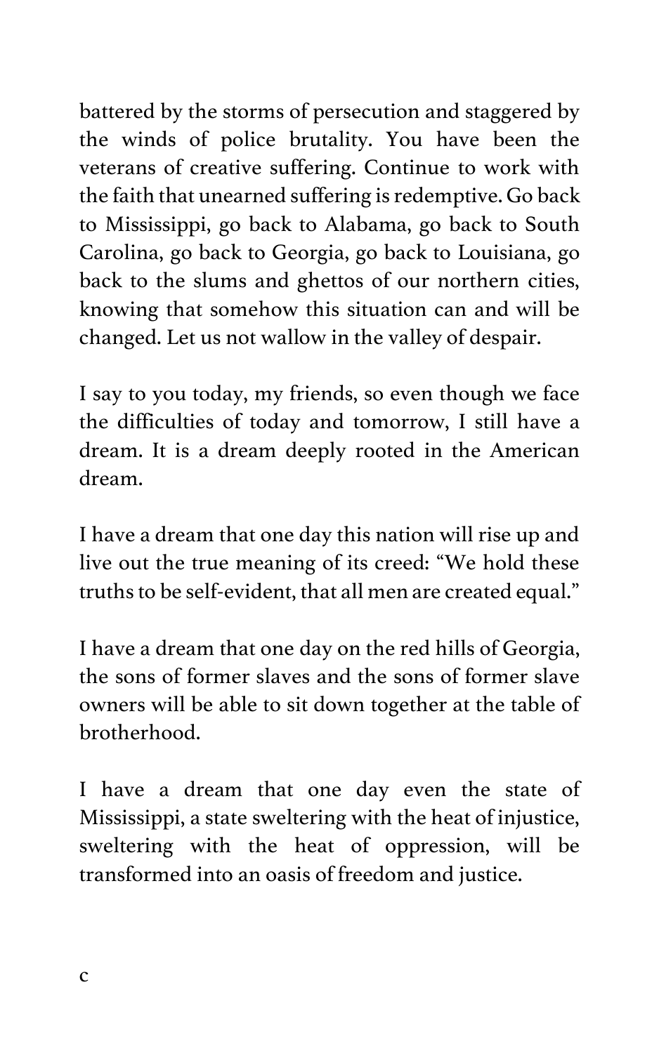battered by the storms of persecution and staggered by the winds of police brutality. You have been the veterans of creative suffering. Continue to work with the faith that unearned suffering is redemptive. Go back to Mississippi, go back to Alabama, go back to South Carolina, go back to Georgia, go back to Louisiana, go back to the slums and ghettos of our northern cities, knowing that somehow this situation can and will be changed. Let us not wallow in the valley of despair.

I say to you today, my friends, so even though we face the difficulties of today and tomorrow, I still have a dream. It is a dream deeply rooted in the American dream.

I have a dream that one day this nation will rise up and live out the true meaning of its creed: "We hold these truths to be self-evident, that all men are created equal."

I have a dream that one day on the red hills of Georgia, the sons of former slaves and the sons of former slave owners will be able to sit down together at the table of brotherhood.

I have a dream that one day even the state of Mississippi, a state sweltering with the heat of injustice, sweltering with the heat of oppression, will be transformed into an oasis of freedom and justice.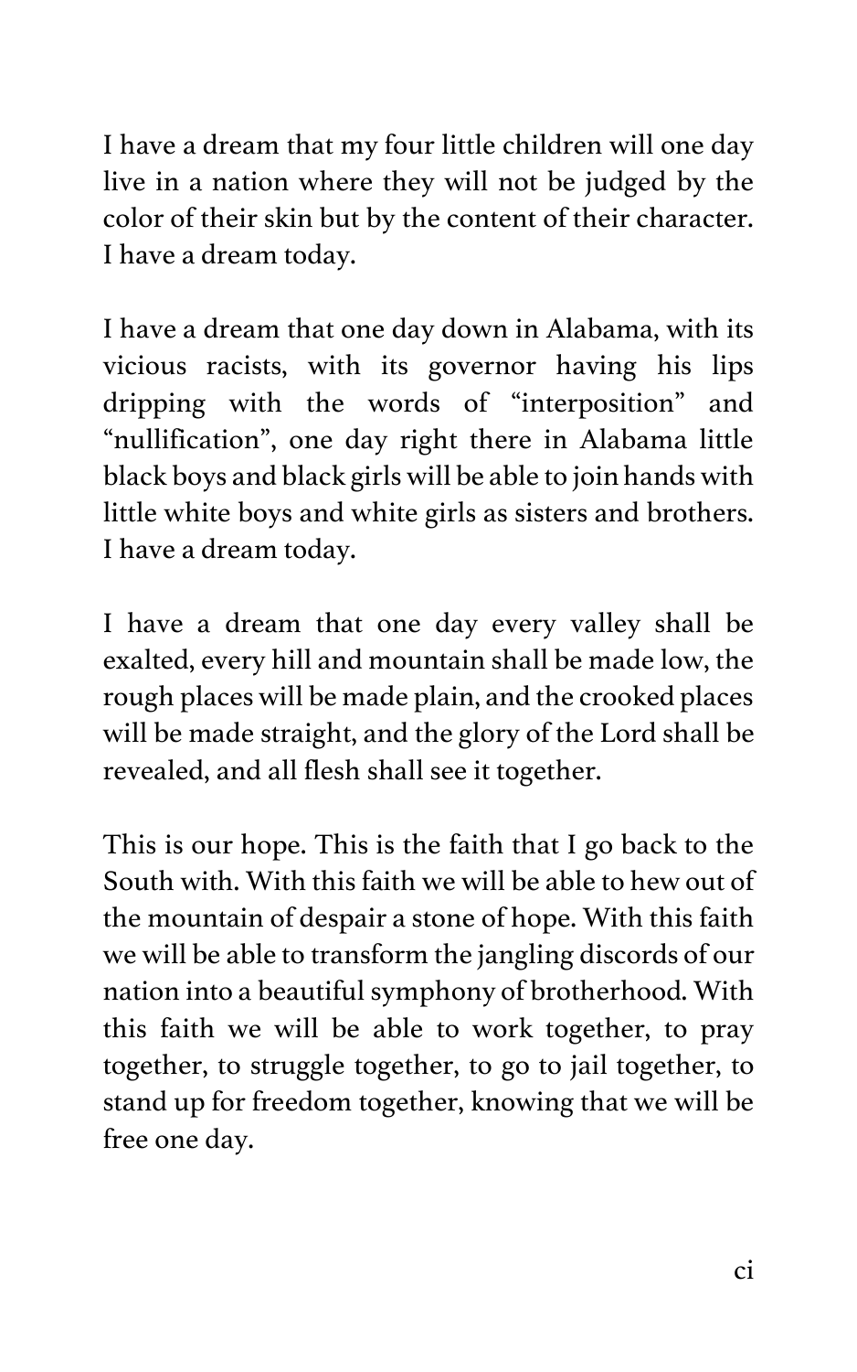I have a dream that my four little children will one day live in a nation where they will not be judged by the color of their skin but by the content of their character. I have a dream today.

I have a dream that one day down in Alabama, with its vicious racists, with its governor having his lips dripping with the words of “interposition” and “nullification”, one day right there in Alabama little black boys and black girls will be able to join hands with little white boys and white girls as sisters and brothers. I have a dream today.

I have a dream that one day every valley shall be exalted, every hill and mountain shall be made low, the rough places will be made plain, and the crooked places will be made straight, and the glory of the Lord shall be revealed, and all flesh shall see it together.

This is our hope. This is the faith that I go back to the South with. With this faith we will be able to hew out of the mountain of despair a stone of hope. With this faith we will be able to transform the jangling discords of our nation into a beautiful symphony of brotherhood. With this faith we will be able to work together, to pray together, to struggle together, to go to jail together, to stand up for freedom together, knowing that we will be free one day.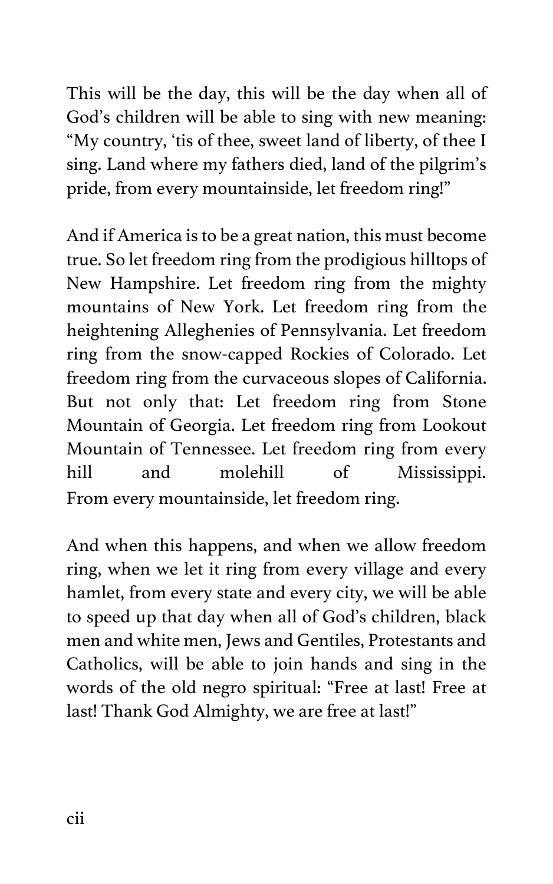This will be the day, this will be the day when all of God's children will be able to sing with new meaning: "My country, 'tis of thee, sweet land of liberty, of thee I sing. Land where my fathers died, land of the pilgrim's pride, from every mountainside, let freedom ring!"

And if America is to be a great nation, this must become true. So let freedom ring from the prodigious hilltops of New Hampshire. Let freedom ring from the mighty mountains of New York. Let freedom ring from the heightening Alleghenies of Pennsylvania. Let freedom ring from the snow-capped Rockies of Colorado. Let freedom ring from the curvaceous slopes of California. But not only that: Let freedom ring from Stone Mountain of Georgia. Let freedom ring from Lookout Mountain of Tennessee. Let freedom ring from every hill and molehill of Mississippi. From every mountainside, let freedom ring.

And when this happens, and when we allow freedom ring, when we let it ring from every village and every hamlet, from every state and every city, we will be able to speed up that day when all of God's children, black men and white men, Jews and Gentiles, Protestants and Catholics, will be able to join hands and sing in the words of the old negro spiritual: "Free at last! Free at last! Thank God Almighty, we are free at last!"